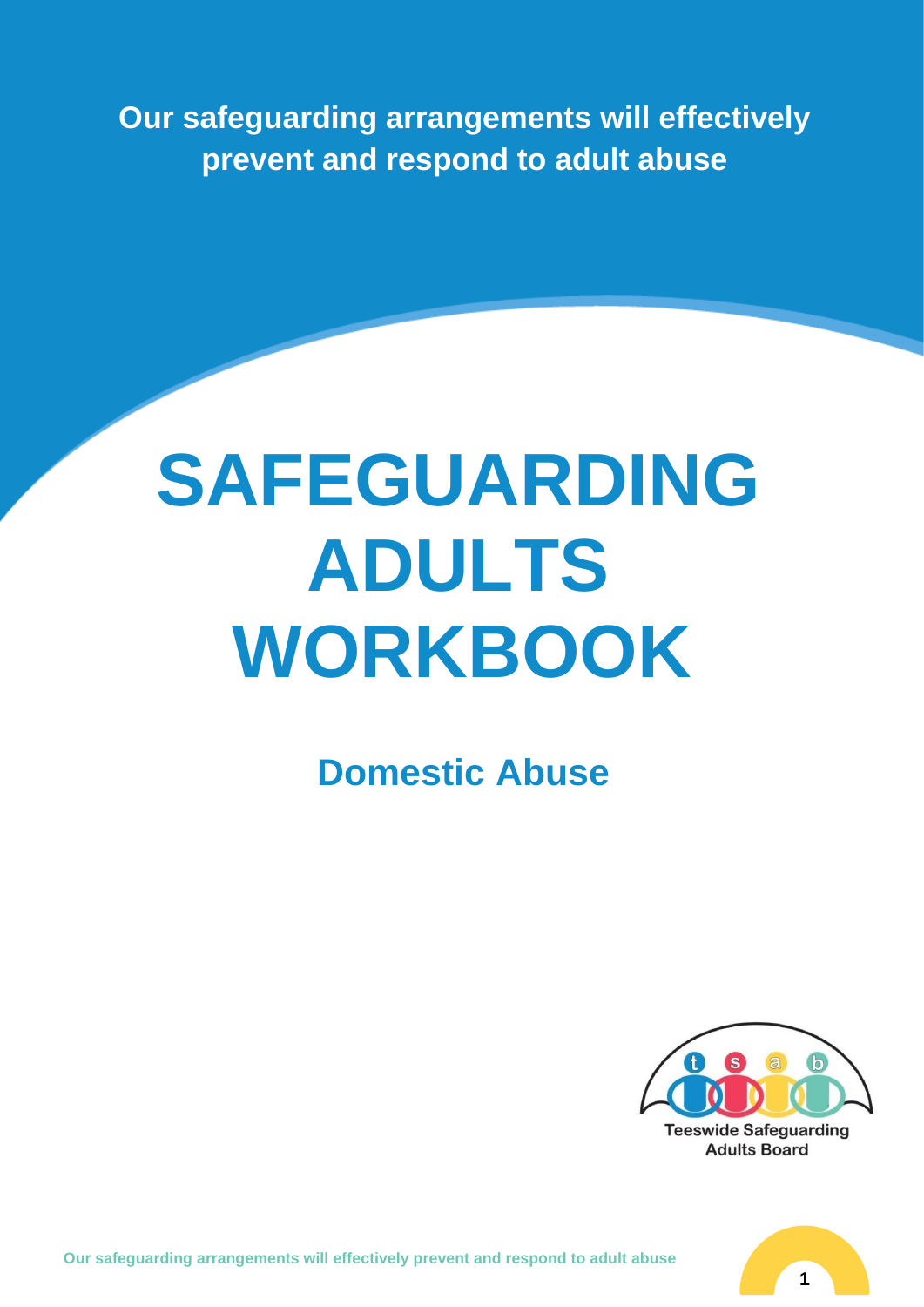**Our safeguarding arrangements will effectively prevent and respond to adult abuse**

# SAFEGUARDING ADULTS WORKBOOK

## Domestic Abuse

Teeswide Safeguarding Adults Board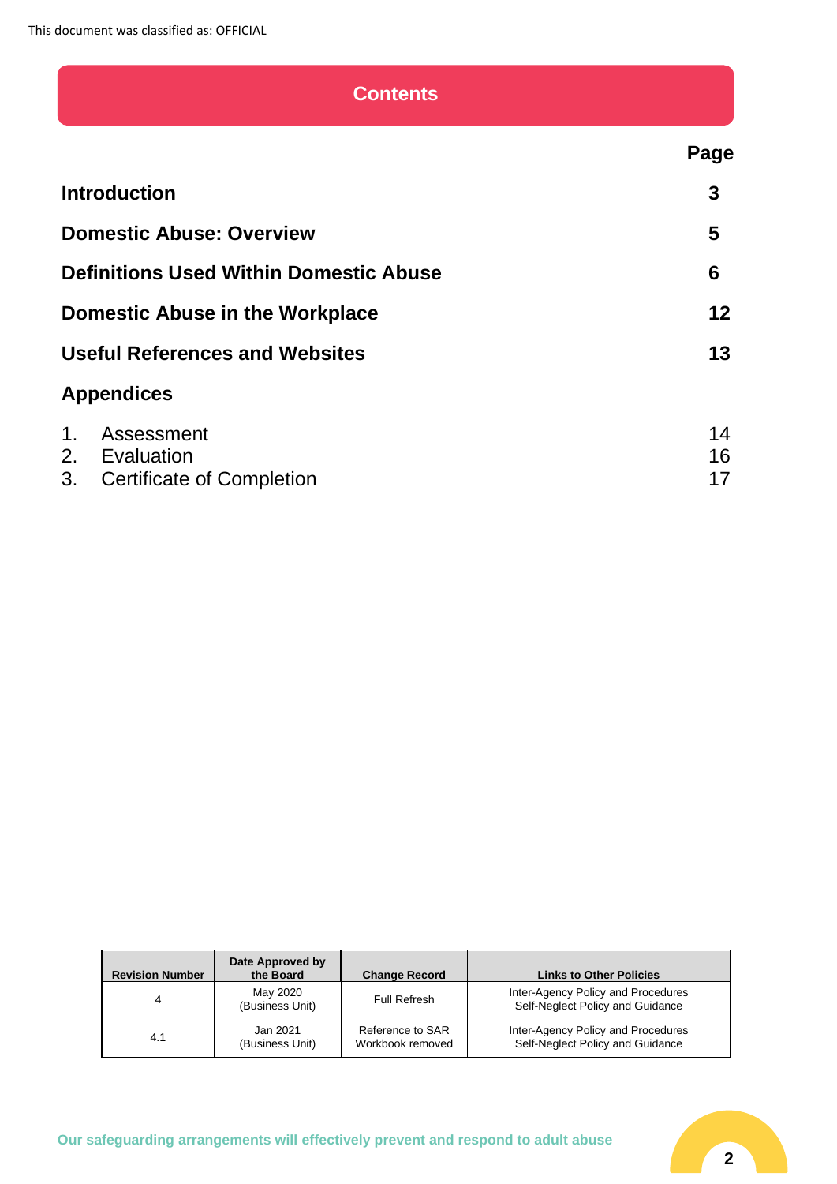This document was classified as: OFFICIAL

# Contents

| | Page |
|---|---|
| **Introduction** | **3** |
| **Domestic Abuse: Overview** | **5** |
| **Definitions Used Within Domestic Abuse** | **6** |
| **Domestic Abuse in the Workplace** | **12** |
| **Useful References and Websites** | **13** |
| **Appendices** | |
| 1. Assessment | 14 |
| 2. Evaluation | 16 |
| 3. Certificate of Completion | 17 |

| Revision Number | Date Approved by the Board | Change Record | Links to Other Policies |
|---|---|---|---|
| 4 | May 2020 (Business Unit) | Full Refresh | Inter-Agency Policy and Procedures Self-Neglect Policy and Guidance |
| 4.1 | Jan 2021 (Business Unit) | Reference to SAR Workbook removed | Inter-Agency Policy and Procedures Self-Neglect Policy and Guidance |

Our safeguarding arrangements will effectively prevent and respond to adult abuse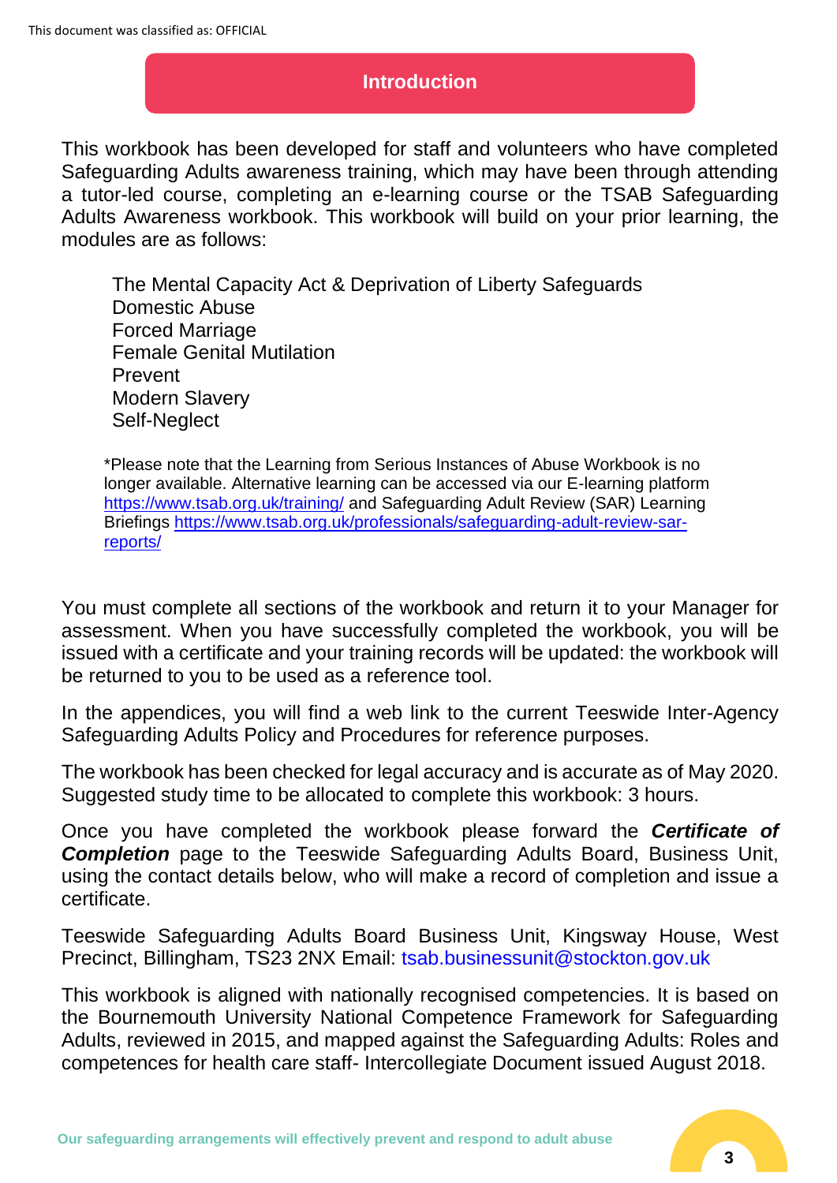## Introduction

This workbook has been developed for staff and volunteers who have completed Safeguarding Adults awareness training, which may have been through attending a tutor-led course, completing an e-learning course or the TSAB Safeguarding Adults Awareness workbook. This workbook will build on your prior learning, the modules are as follows:

- The Mental Capacity Act & Deprivation of Liberty Safeguards
- Domestic Abuse
- Forced Marriage
- Female Genital Mutilation
- Prevent
- Modern Slavery
- Self-Neglect

*Please note that the Learning from Serious Instances of Abuse Workbook is no longer available. Alternative learning can be accessed via our E-learning platform https://www.tsab.org.uk/training/ and Safeguarding Adult Review (SAR) Learning Briefings https://www.tsab.org.uk/professionals/safeguarding-adult-review-sar-reports/

You must complete all sections of the workbook and return it to your Manager for assessment. When you have successfully completed the workbook, you will be issued with a certificate and your training records will be updated: the workbook will be returned to you to be used as a reference tool.

In the appendices, you will find a web link to the current Teeswide Inter-Agency Safeguarding Adults Policy and Procedures for reference purposes.

The workbook has been checked for legal accuracy and is accurate as of May 2020. Suggested study time to be allocated to complete this workbook: 3 hours.

Once you have completed the workbook please forward the ***Certificate of Completion*** page to the Teeswide Safeguarding Adults Board, Business Unit, using the contact details below, who will make a record of completion and issue a certificate.

Teeswide Safeguarding Adults Board Business Unit, Kingsway House, West Precinct, Billingham, TS23 2NX Email: tsab.businessunit@stockton.gov.uk

This workbook is aligned with nationally recognised competencies. It is based on the Bournemouth University National Competence Framework for Safeguarding Adults, reviewed in 2015, and mapped against the Safeguarding Adults: Roles and competences for health care staff- Intercollegiate Document issued August 2018.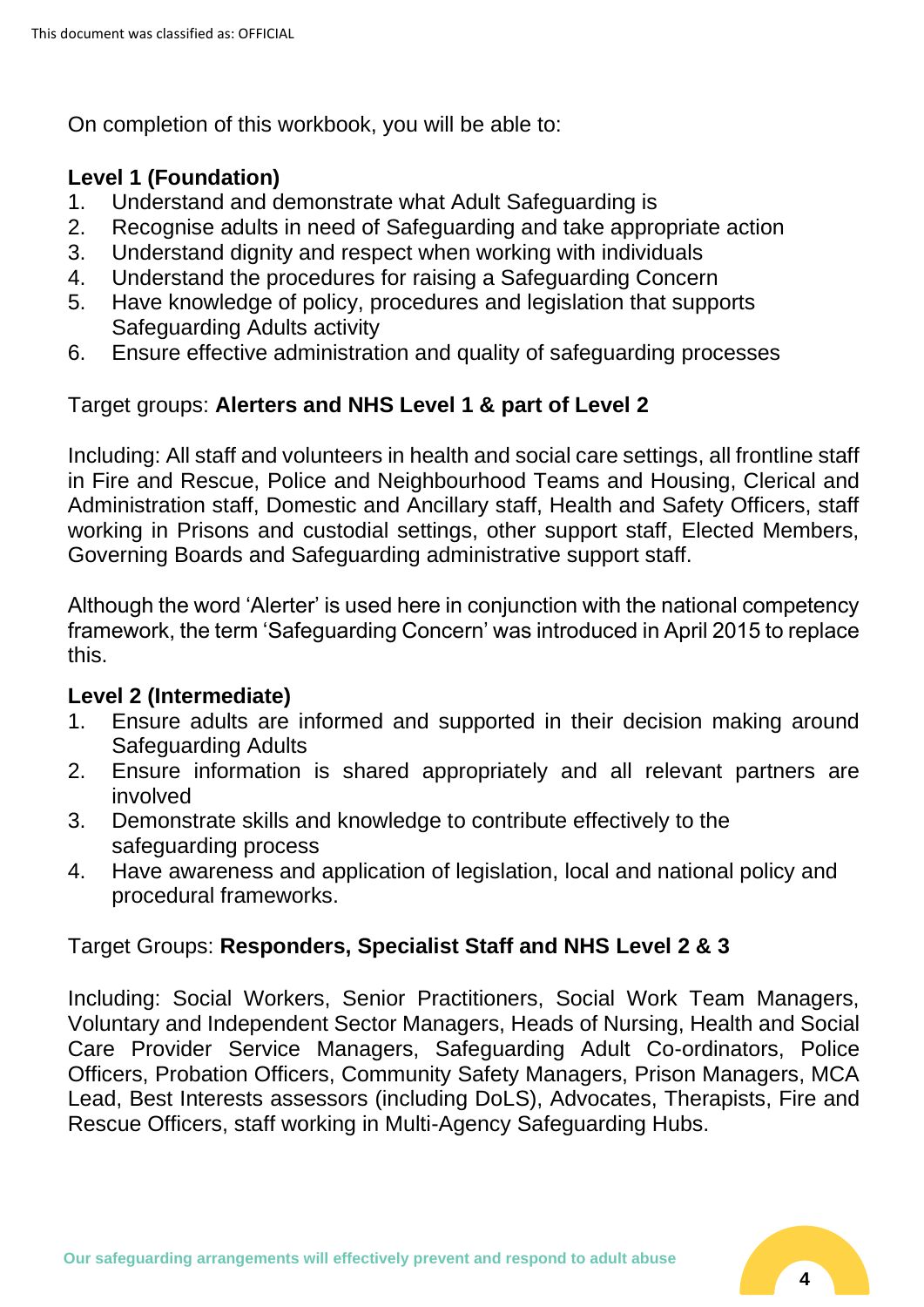On completion of this workbook, you will be able to:

**Level 1 (Foundation)**

1. Understand and demonstrate what Adult Safeguarding is
2. Recognise adults in need of Safeguarding and take appropriate action
3. Understand dignity and respect when working with individuals
4. Understand the procedures for raising a Safeguarding Concern
5. Have knowledge of policy, procedures and legislation that supports Safeguarding Adults activity
6. Ensure effective administration and quality of safeguarding processes

Target groups: **Alerters and NHS Level 1 & part of Level 2**

Including: All staff and volunteers in health and social care settings, all frontline staff in Fire and Rescue, Police and Neighbourhood Teams and Housing, Clerical and Administration staff, Domestic and Ancillary staff, Health and Safety Officers, staff working in Prisons and custodial settings, other support staff, Elected Members, Governing Boards and Safeguarding administrative support staff.

Although the word 'Alerter' is used here in conjunction with the national competency framework, the term 'Safeguarding Concern' was introduced in April 2015 to replace this.

**Level 2 (Intermediate)**

1. Ensure adults are informed and supported in their decision making around Safeguarding Adults
2. Ensure information is shared appropriately and all relevant partners are involved
3. Demonstrate skills and knowledge to contribute effectively to the safeguarding process
4. Have awareness and application of legislation, local and national policy and procedural frameworks.

Target Groups: **Responders, Specialist Staff and NHS Level 2 & 3**

Including: Social Workers, Senior Practitioners, Social Work Team Managers, Voluntary and Independent Sector Managers, Heads of Nursing, Health and Social Care Provider Service Managers, Safeguarding Adult Co-ordinators, Police Officers, Probation Officers, Community Safety Managers, Prison Managers, MCA Lead, Best Interests assessors (including DoLS), Advocates, Therapists, Fire and Rescue Officers, staff working in Multi-Agency Safeguarding Hubs.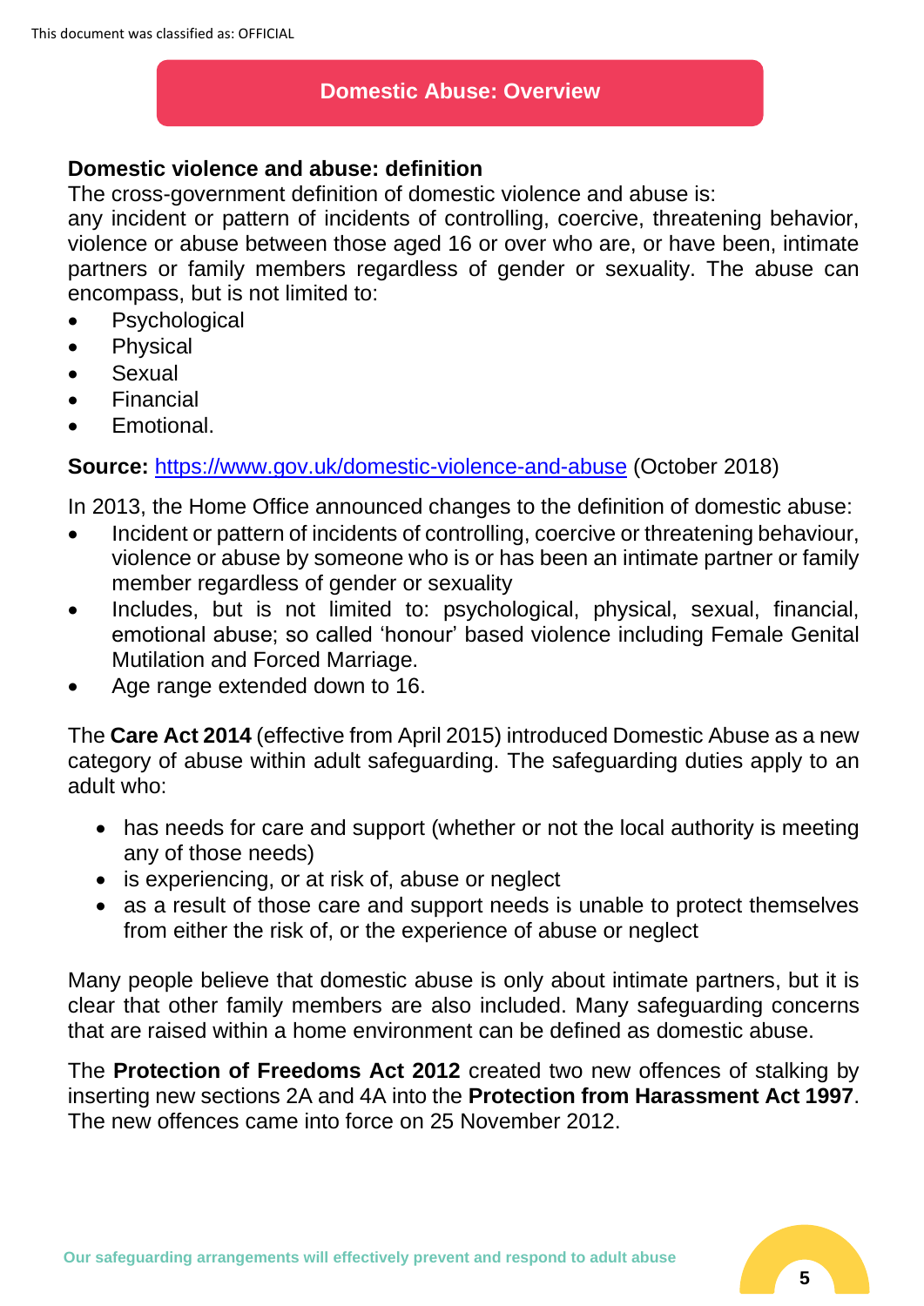## Domestic Abuse: Overview

### Domestic violence and abuse: definition

The cross-government definition of domestic violence and abuse is:
any incident or pattern of incidents of controlling, coercive, threatening behavior, violence or abuse between those aged 16 or over who are, or have been, intimate partners or family members regardless of gender or sexuality. The abuse can encompass, but is not limited to:

- Psychological
- Physical
- Sexual
- Financial
- Emotional.

**Source:** [https://www.gov.uk/domestic-violence-and-abuse](https://www.gov.uk/domestic-violence-and-abuse) (October 2018)

In 2013, the Home Office announced changes to the definition of domestic abuse:

- Incident or pattern of incidents of controlling, coercive or threatening behaviour, violence or abuse by someone who is or has been an intimate partner or family member regardless of gender or sexuality
- Includes, but is not limited to: psychological, physical, sexual, financial, emotional abuse; so called 'honour' based violence including Female Genital Mutilation and Forced Marriage.
- Age range extended down to 16.

The **Care Act 2014** (effective from April 2015) introduced Domestic Abuse as a new category of abuse within adult safeguarding. The safeguarding duties apply to an adult who:

- has needs for care and support (whether or not the local authority is meeting any of those needs)
- is experiencing, or at risk of, abuse or neglect
- as a result of those care and support needs is unable to protect themselves from either the risk of, or the experience of abuse or neglect

Many people believe that domestic abuse is only about intimate partners, but it is clear that other family members are also included. Many safeguarding concerns that are raised within a home environment can be defined as domestic abuse.

The **Protection of Freedoms Act 2012** created two new offences of stalking by inserting new sections 2A and 4A into the **Protection from Harassment Act 1997**. The new offences came into force on 25 November 2012.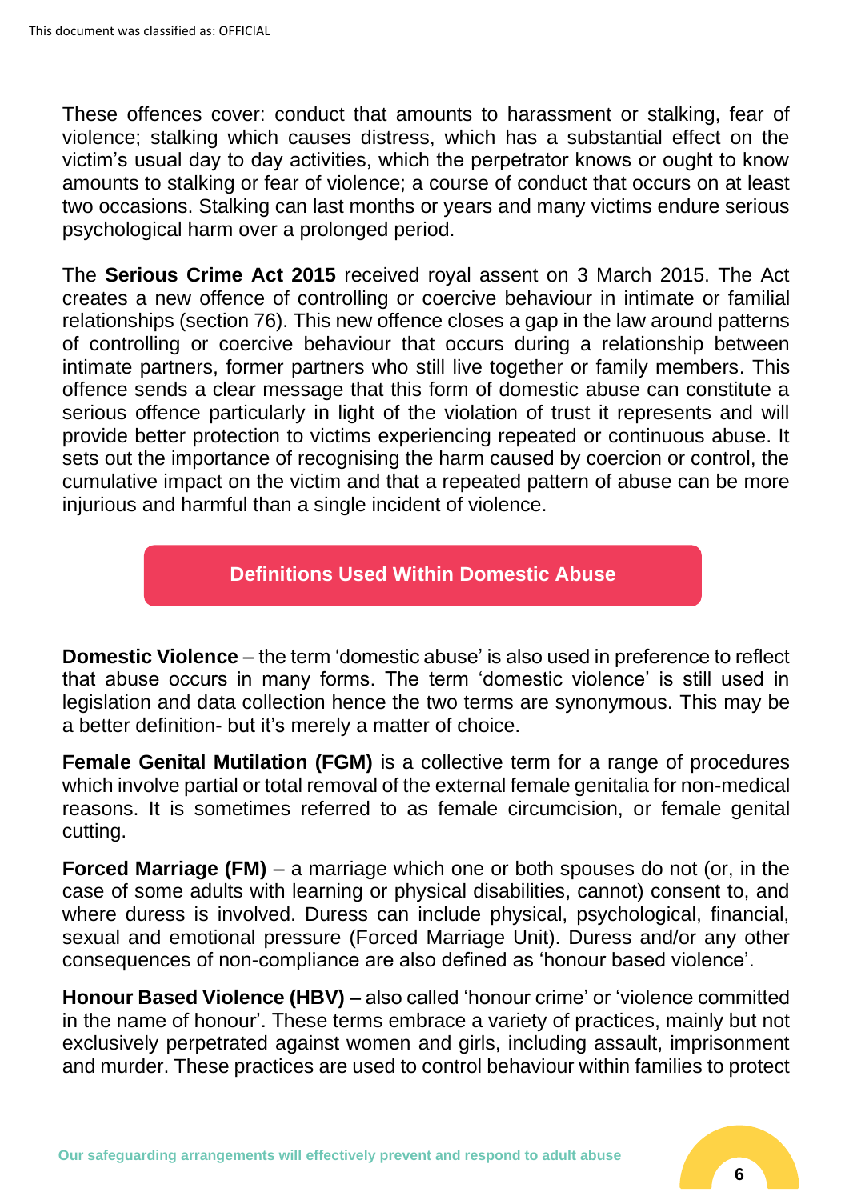These offences cover: conduct that amounts to harassment or stalking, fear of violence; stalking which causes distress, which has a substantial effect on the victim's usual day to day activities, which the perpetrator knows or ought to know amounts to stalking or fear of violence; a course of conduct that occurs on at least two occasions. Stalking can last months or years and many victims endure serious psychological harm over a prolonged period.

The **Serious Crime Act 2015** received royal assent on 3 March 2015. The Act creates a new offence of controlling or coercive behaviour in intimate or familial relationships (section 76). This new offence closes a gap in the law around patterns of controlling or coercive behaviour that occurs during a relationship between intimate partners, former partners who still live together or family members. This offence sends a clear message that this form of domestic abuse can constitute a serious offence particularly in light of the violation of trust it represents and will provide better protection to victims experiencing repeated or continuous abuse. It sets out the importance of recognising the harm caused by coercion or control, the cumulative impact on the victim and that a repeated pattern of abuse can be more injurious and harmful than a single incident of violence.

## Definitions Used Within Domestic Abuse

**Domestic Violence** – the term 'domestic abuse' is also used in preference to reflect that abuse occurs in many forms. The term 'domestic violence' is still used in legislation and data collection hence the two terms are synonymous. This may be a better definition- but it's merely a matter of choice.

**Female Genital Mutilation (FGM)** is a collective term for a range of procedures which involve partial or total removal of the external female genitalia for non-medical reasons. It is sometimes referred to as female circumcision, or female genital cutting.

**Forced Marriage (FM)** – a marriage which one or both spouses do not (or, in the case of some adults with learning or physical disabilities, cannot) consent to, and where duress is involved. Duress can include physical, psychological, financial, sexual and emotional pressure (Forced Marriage Unit). Duress and/or any other consequences of non-compliance are also defined as 'honour based violence'.

**Honour Based Violence (HBV) –** also called 'honour crime' or 'violence committed in the name of honour'. These terms embrace a variety of practices, mainly but not exclusively perpetrated against women and girls, including assault, imprisonment and murder. These practices are used to control behaviour within families to protect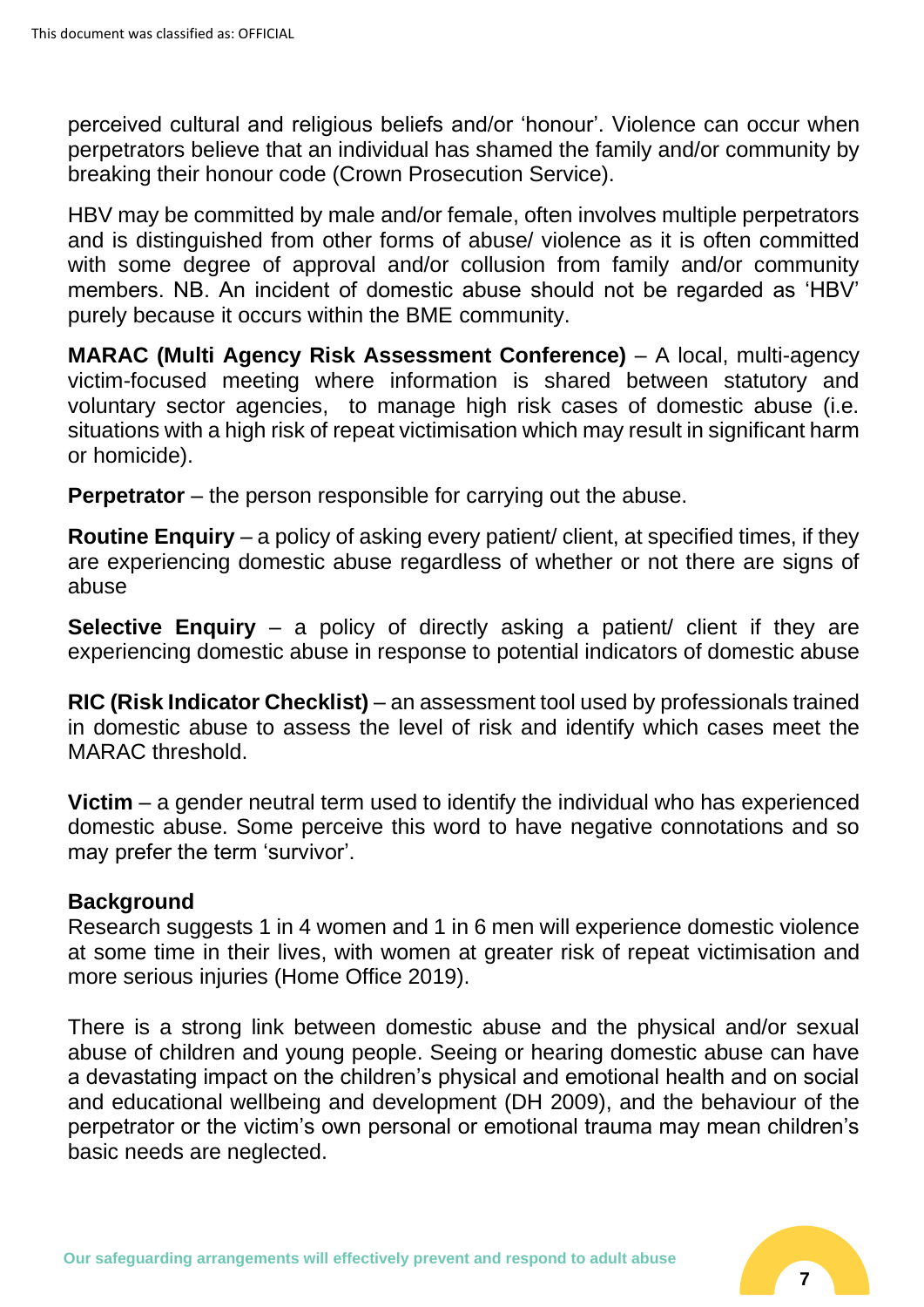perceived cultural and religious beliefs and/or 'honour'. Violence can occur when perpetrators believe that an individual has shamed the family and/or community by breaking their honour code (Crown Prosecution Service).

HBV may be committed by male and/or female, often involves multiple perpetrators and is distinguished from other forms of abuse/ violence as it is often committed with some degree of approval and/or collusion from family and/or community members. NB. An incident of domestic abuse should not be regarded as 'HBV' purely because it occurs within the BME community.

**MARAC (Multi Agency Risk Assessment Conference)** – A local, multi-agency victim-focused meeting where information is shared between statutory and voluntary sector agencies, to manage high risk cases of domestic abuse (i.e. situations with a high risk of repeat victimisation which may result in significant harm or homicide).

**Perpetrator** – the person responsible for carrying out the abuse.

**Routine Enquiry** – a policy of asking every patient/ client, at specified times, if they are experiencing domestic abuse regardless of whether or not there are signs of abuse

**Selective Enquiry** – a policy of directly asking a patient/ client if they are experiencing domestic abuse in response to potential indicators of domestic abuse

**RIC (Risk Indicator Checklist)** – an assessment tool used by professionals trained in domestic abuse to assess the level of risk and identify which cases meet the MARAC threshold.

**Victim** – a gender neutral term used to identify the individual who has experienced domestic abuse. Some perceive this word to have negative connotations and so may prefer the term 'survivor'.

**Background**

Research suggests 1 in 4 women and 1 in 6 men will experience domestic violence at some time in their lives, with women at greater risk of repeat victimisation and more serious injuries (Home Office 2019).

There is a strong link between domestic abuse and the physical and/or sexual abuse of children and young people. Seeing or hearing domestic abuse can have a devastating impact on the children's physical and emotional health and on social and educational wellbeing and development (DH 2009), and the behaviour of the perpetrator or the victim's own personal or emotional trauma may mean children's basic needs are neglected.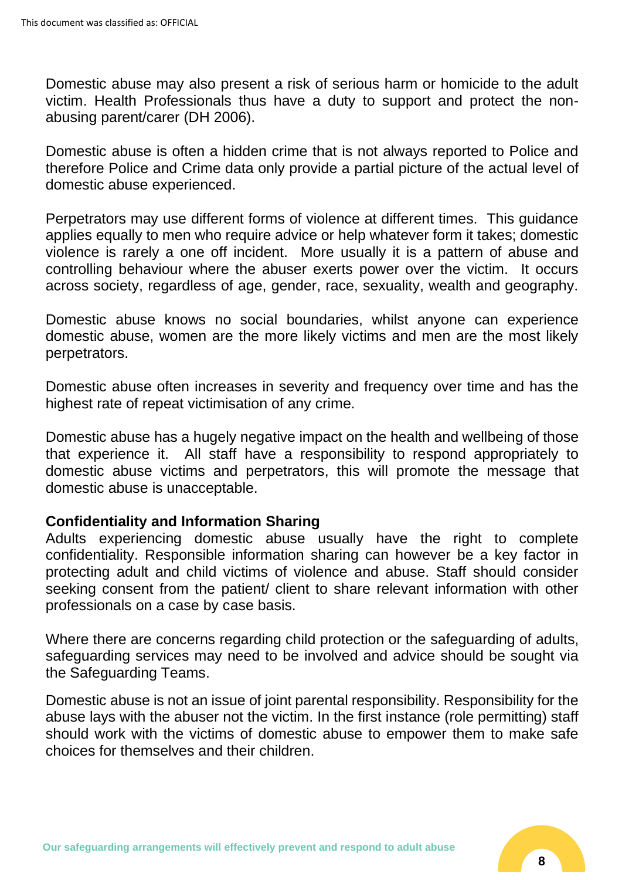Domestic abuse may also present a risk of serious harm or homicide to the adult victim. Health Professionals thus have a duty to support and protect the non-abusing parent/carer (DH 2006).

Domestic abuse is often a hidden crime that is not always reported to Police and therefore Police and Crime data only provide a partial picture of the actual level of domestic abuse experienced.

Perpetrators may use different forms of violence at different times. This guidance applies equally to men who require advice or help whatever form it takes; domestic violence is rarely a one off incident. More usually it is a pattern of abuse and controlling behaviour where the abuser exerts power over the victim. It occurs across society, regardless of age, gender, race, sexuality, wealth and geography.

Domestic abuse knows no social boundaries, whilst anyone can experience domestic abuse, women are the more likely victims and men are the most likely perpetrators.

Domestic abuse often increases in severity and frequency over time and has the highest rate of repeat victimisation of any crime.

Domestic abuse has a hugely negative impact on the health and wellbeing of those that experience it. All staff have a responsibility to respond appropriately to domestic abuse victims and perpetrators, this will promote the message that domestic abuse is unacceptable.

**Confidentiality and Information Sharing**

Adults experiencing domestic abuse usually have the right to complete confidentiality. Responsible information sharing can however be a key factor in protecting adult and child victims of violence and abuse. Staff should consider seeking consent from the patient/ client to share relevant information with other professionals on a case by case basis.

Where there are concerns regarding child protection or the safeguarding of adults, safeguarding services may need to be involved and advice should be sought via the Safeguarding Teams.

Domestic abuse is not an issue of joint parental responsibility. Responsibility for the abuse lays with the abuser not the victim. In the first instance (role permitting) staff should work with the victims of domestic abuse to empower them to make safe choices for themselves and their children.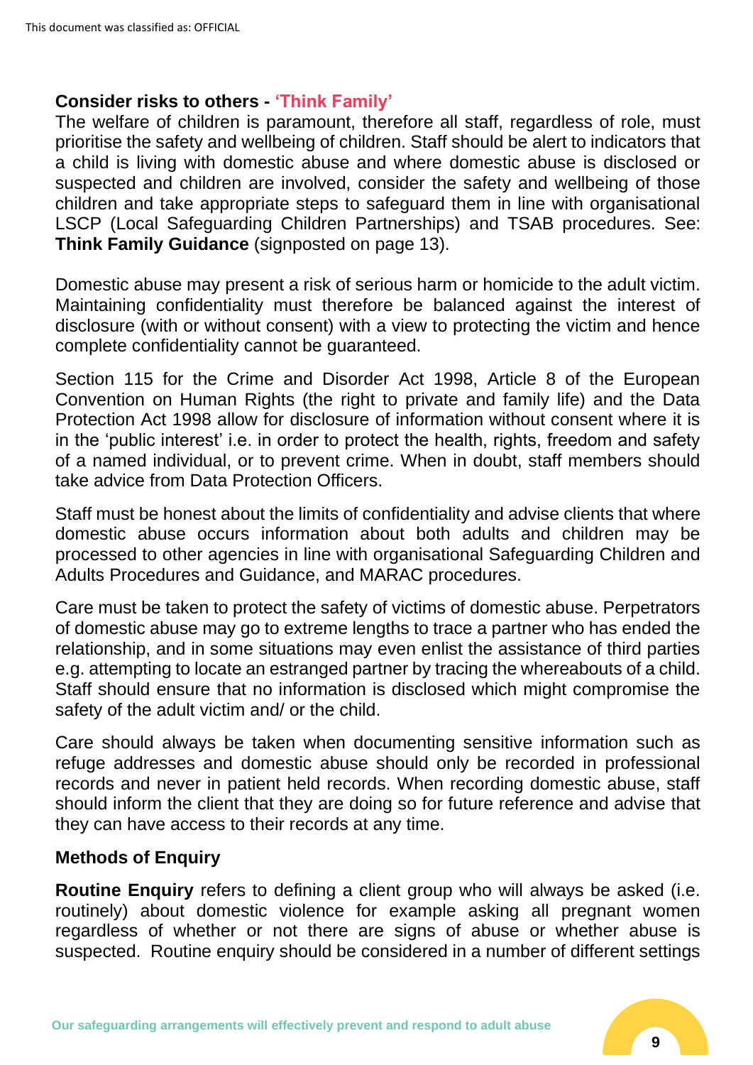**Consider risks to others - 'Think Family'**

The welfare of children is paramount, therefore all staff, regardless of role, must prioritise the safety and wellbeing of children. Staff should be alert to indicators that a child is living with domestic abuse and where domestic abuse is disclosed or suspected and children are involved, consider the safety and wellbeing of those children and take appropriate steps to safeguard them in line with organisational LSCP (Local Safeguarding Children Partnerships) and TSAB procedures. See: **Think Family Guidance** (signposted on page 13).

Domestic abuse may present a risk of serious harm or homicide to the adult victim. Maintaining confidentiality must therefore be balanced against the interest of disclosure (with or without consent) with a view to protecting the victim and hence complete confidentiality cannot be guaranteed.

Section 115 for the Crime and Disorder Act 1998, Article 8 of the European Convention on Human Rights (the right to private and family life) and the Data Protection Act 1998 allow for disclosure of information without consent where it is in the 'public interest' i.e. in order to protect the health, rights, freedom and safety of a named individual, or to prevent crime. When in doubt, staff members should take advice from Data Protection Officers.

Staff must be honest about the limits of confidentiality and advise clients that where domestic abuse occurs information about both adults and children may be processed to other agencies in line with organisational Safeguarding Children and Adults Procedures and Guidance, and MARAC procedures.

Care must be taken to protect the safety of victims of domestic abuse. Perpetrators of domestic abuse may go to extreme lengths to trace a partner who has ended the relationship, and in some situations may even enlist the assistance of third parties e.g. attempting to locate an estranged partner by tracing the whereabouts of a child. Staff should ensure that no information is disclosed which might compromise the safety of the adult victim and/ or the child.

Care should always be taken when documenting sensitive information such as refuge addresses and domestic abuse should only be recorded in professional records and never in patient held records. When recording domestic abuse, staff should inform the client that they are doing so for future reference and advise that they can have access to their records at any time.

**Methods of Enquiry**

**Routine Enquiry** refers to defining a client group who will always be asked (i.e. routinely) about domestic violence for example asking all pregnant women regardless of whether or not there are signs of abuse or whether abuse is suspected. Routine enquiry should be considered in a number of different settings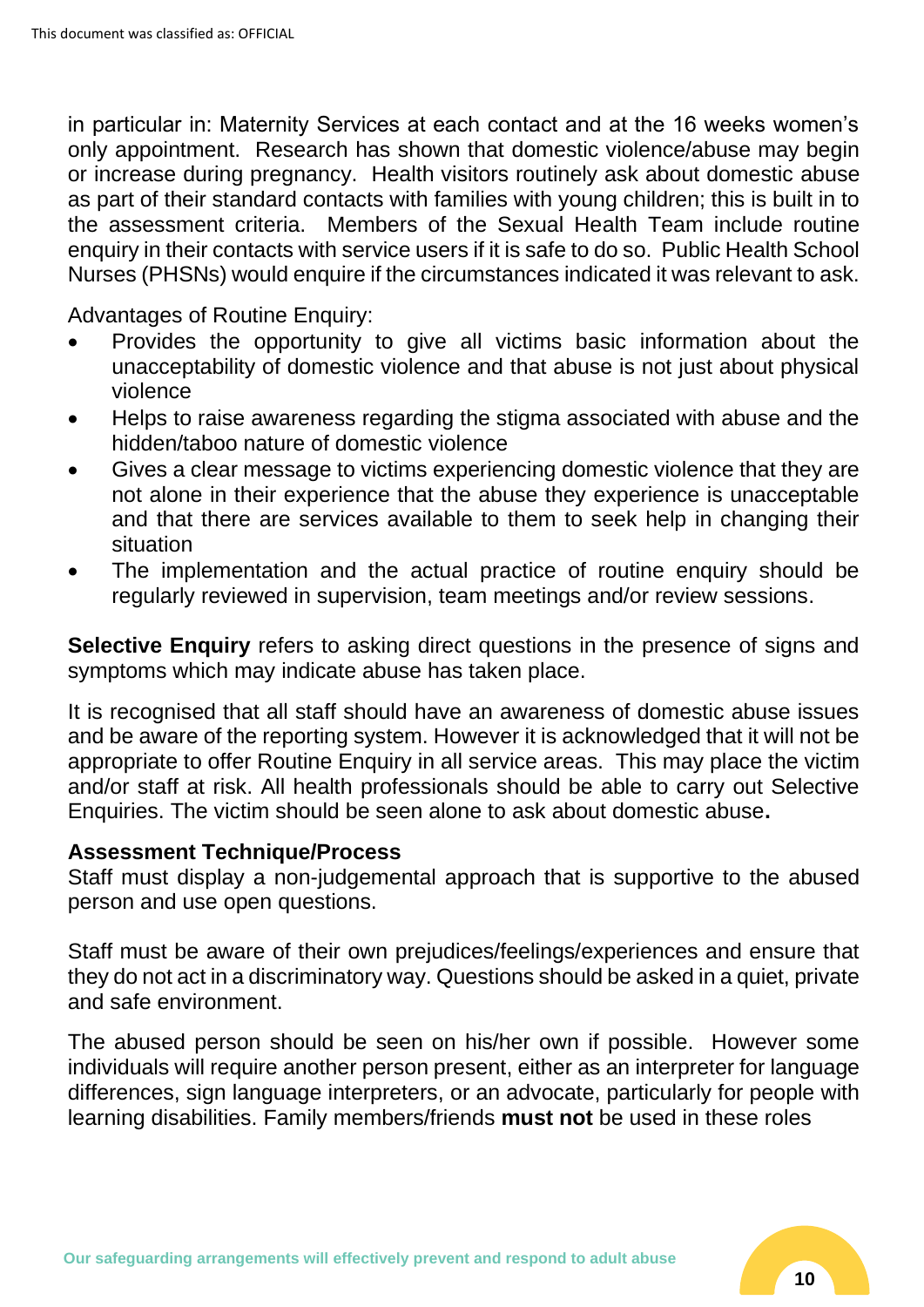in particular in: Maternity Services at each contact and at the 16 weeks women's only appointment. Research has shown that domestic violence/abuse may begin or increase during pregnancy. Health visitors routinely ask about domestic abuse as part of their standard contacts with families with young children; this is built in to the assessment criteria. Members of the Sexual Health Team include routine enquiry in their contacts with service users if it is safe to do so. Public Health School Nurses (PHSNs) would enquire if the circumstances indicated it was relevant to ask.

Advantages of Routine Enquiry:

- Provides the opportunity to give all victims basic information about the unacceptability of domestic violence and that abuse is not just about physical violence
- Helps to raise awareness regarding the stigma associated with abuse and the hidden/taboo nature of domestic violence
- Gives a clear message to victims experiencing domestic violence that they are not alone in their experience that the abuse they experience is unacceptable and that there are services available to them to seek help in changing their situation
- The implementation and the actual practice of routine enquiry should be regularly reviewed in supervision, team meetings and/or review sessions.

**Selective Enquiry** refers to asking direct questions in the presence of signs and symptoms which may indicate abuse has taken place.

It is recognised that all staff should have an awareness of domestic abuse issues and be aware of the reporting system. However it is acknowledged that it will not be appropriate to offer Routine Enquiry in all service areas. This may place the victim and/or staff at risk. All health professionals should be able to carry out Selective Enquiries. The victim should be seen alone to ask about domestic abuse**.**

**Assessment Technique/Process**

Staff must display a non-judgemental approach that is supportive to the abused person and use open questions.

Staff must be aware of their own prejudices/feelings/experiences and ensure that they do not act in a discriminatory way. Questions should be asked in a quiet, private and safe environment.

The abused person should be seen on his/her own if possible. However some individuals will require another person present, either as an interpreter for language differences, sign language interpreters, or an advocate, particularly for people with learning disabilities. Family members/friends **must not** be used in these roles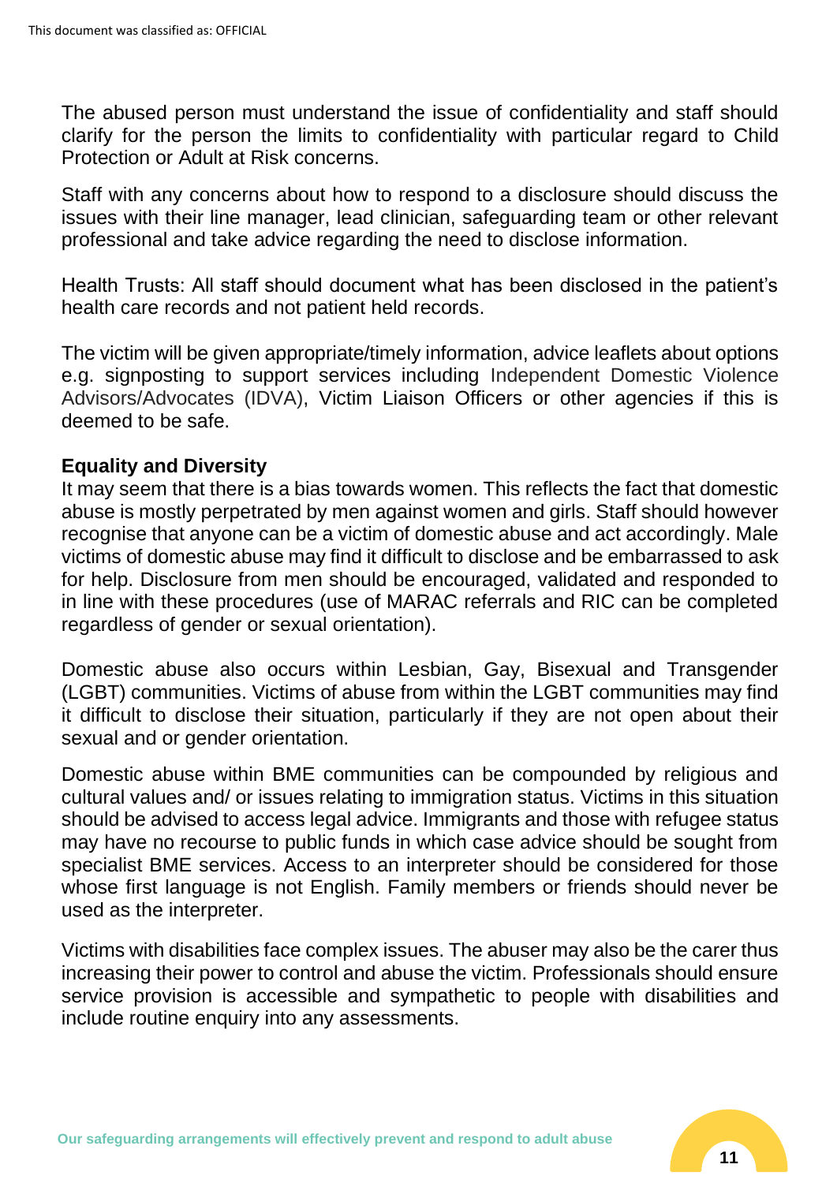The abused person must understand the issue of confidentiality and staff should clarify for the person the limits to confidentiality with particular regard to Child Protection or Adult at Risk concerns.

Staff with any concerns about how to respond to a disclosure should discuss the issues with their line manager, lead clinician, safeguarding team or other relevant professional and take advice regarding the need to disclose information.

Health Trusts: All staff should document what has been disclosed in the patient's health care records and not patient held records.

The victim will be given appropriate/timely information, advice leaflets about options e.g. signposting to support services including Independent Domestic Violence Advisors/Advocates (IDVA), Victim Liaison Officers or other agencies if this is deemed to be safe.

**Equality and Diversity**

It may seem that there is a bias towards women. This reflects the fact that domestic abuse is mostly perpetrated by men against women and girls. Staff should however recognise that anyone can be a victim of domestic abuse and act accordingly. Male victims of domestic abuse may find it difficult to disclose and be embarrassed to ask for help. Disclosure from men should be encouraged, validated and responded to in line with these procedures (use of MARAC referrals and RIC can be completed regardless of gender or sexual orientation).

Domestic abuse also occurs within Lesbian, Gay, Bisexual and Transgender (LGBT) communities. Victims of abuse from within the LGBT communities may find it difficult to disclose their situation, particularly if they are not open about their sexual and or gender orientation.

Domestic abuse within BME communities can be compounded by religious and cultural values and/ or issues relating to immigration status. Victims in this situation should be advised to access legal advice. Immigrants and those with refugee status may have no recourse to public funds in which case advice should be sought from specialist BME services. Access to an interpreter should be considered for those whose first language is not English. Family members or friends should never be used as the interpreter.

Victims with disabilities face complex issues. The abuser may also be the carer thus increasing their power to control and abuse the victim. Professionals should ensure service provision is accessible and sympathetic to people with disabilities and include routine enquiry into any assessments.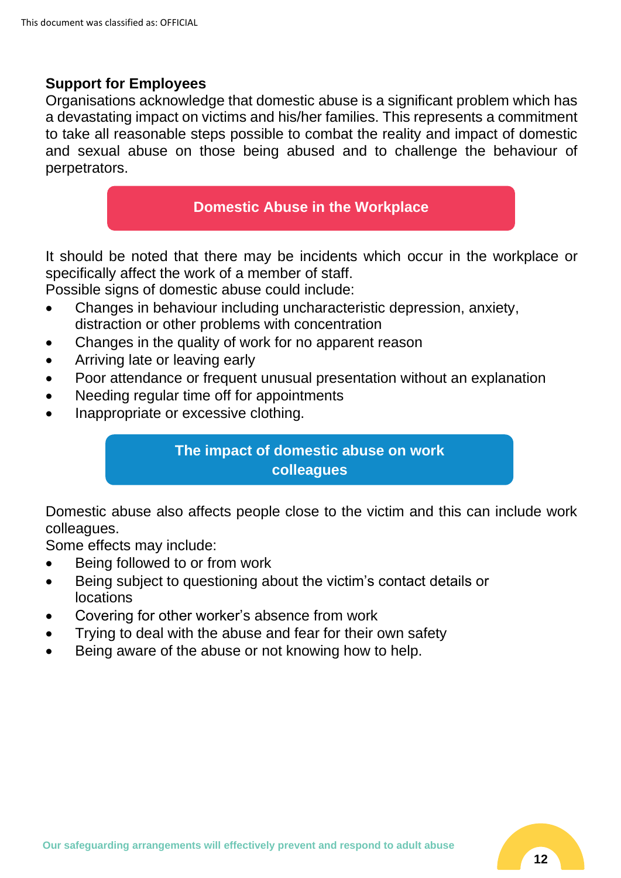**Support for Employees**

Organisations acknowledge that domestic abuse is a significant problem which has a devastating impact on victims and his/her families. This represents a commitment to take all reasonable steps possible to combat the reality and impact of domestic and sexual abuse on those being abused and to challenge the behaviour of perpetrators.

## Domestic Abuse in the Workplace

It should be noted that there may be incidents which occur in the workplace or specifically affect the work of a member of staff.

Possible signs of domestic abuse could include:

- Changes in behaviour including uncharacteristic depression, anxiety, distraction or other problems with concentration
- Changes in the quality of work for no apparent reason
- Arriving late or leaving early
- Poor attendance or frequent unusual presentation without an explanation
- Needing regular time off for appointments
- Inappropriate or excessive clothing.

## The impact of domestic abuse on work colleagues

Domestic abuse also affects people close to the victim and this can include work colleagues.

Some effects may include:

- Being followed to or from work
- Being subject to questioning about the victim's contact details or locations
- Covering for other worker's absence from work
- Trying to deal with the abuse and fear for their own safety
- Being aware of the abuse or not knowing how to help.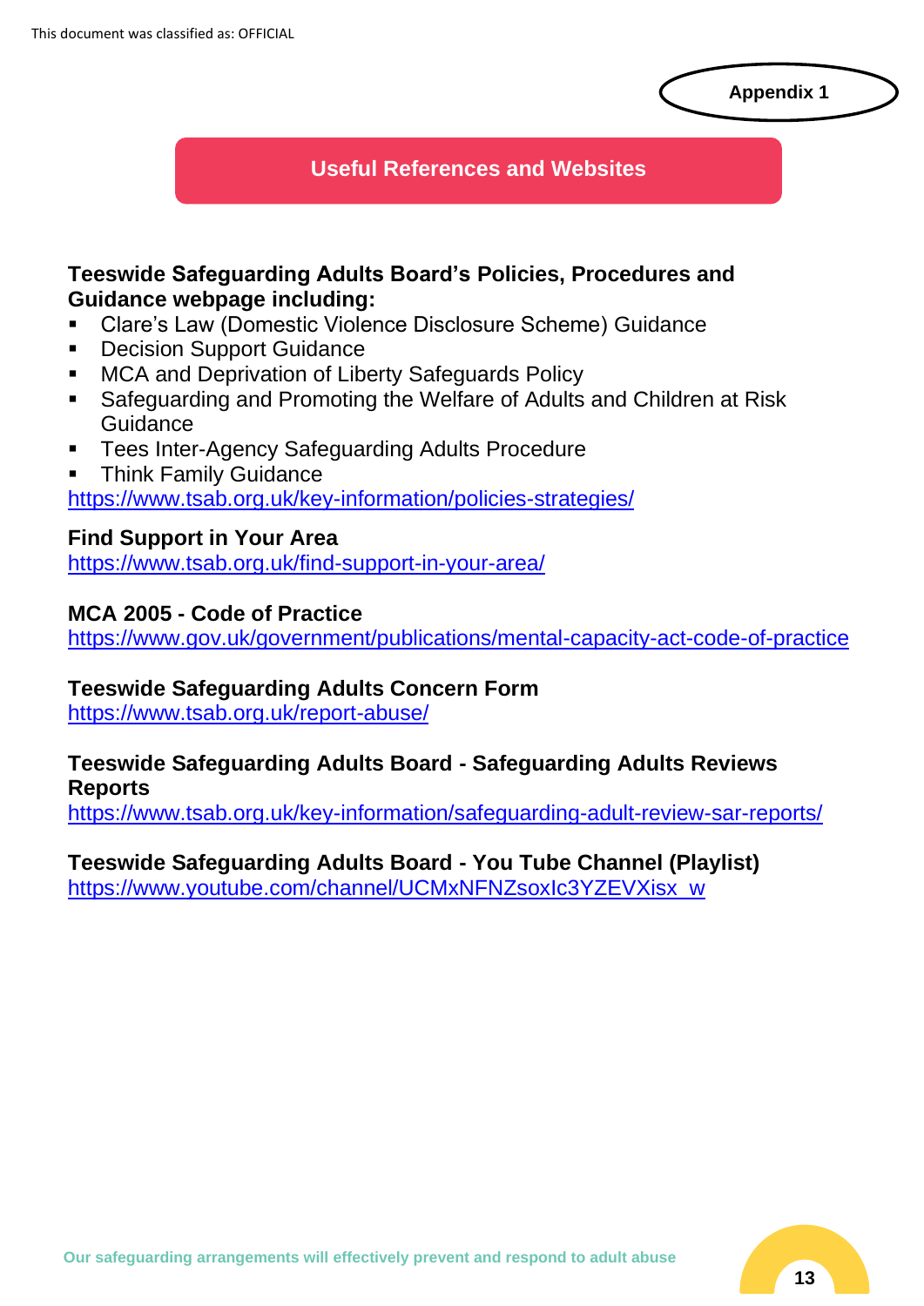Appendix 1

## Useful References and Websites

**Teeswide Safeguarding Adults Board's Policies, Procedures and Guidance webpage including:**

- Clare's Law (Domestic Violence Disclosure Scheme) Guidance
- Decision Support Guidance
- MCA and Deprivation of Liberty Safeguards Policy
- Safeguarding and Promoting the Welfare of Adults and Children at Risk Guidance
- Tees Inter-Agency Safeguarding Adults Procedure
- Think Family Guidance

https://www.tsab.org.uk/key-information/policies-strategies/

**Find Support in Your Area**
https://www.tsab.org.uk/find-support-in-your-area/

**MCA 2005 - Code of Practice**
https://www.gov.uk/government/publications/mental-capacity-act-code-of-practice

**Teeswide Safeguarding Adults Concern Form**
https://www.tsab.org.uk/report-abuse/

**Teeswide Safeguarding Adults Board - Safeguarding Adults Reviews Reports**
https://www.tsab.org.uk/key-information/safeguarding-adult-review-sar-reports/

**Teeswide Safeguarding Adults Board - You Tube Channel (Playlist)**
https://www.youtube.com/channel/UCMxNFNZsoxIc3YZEVXisx_w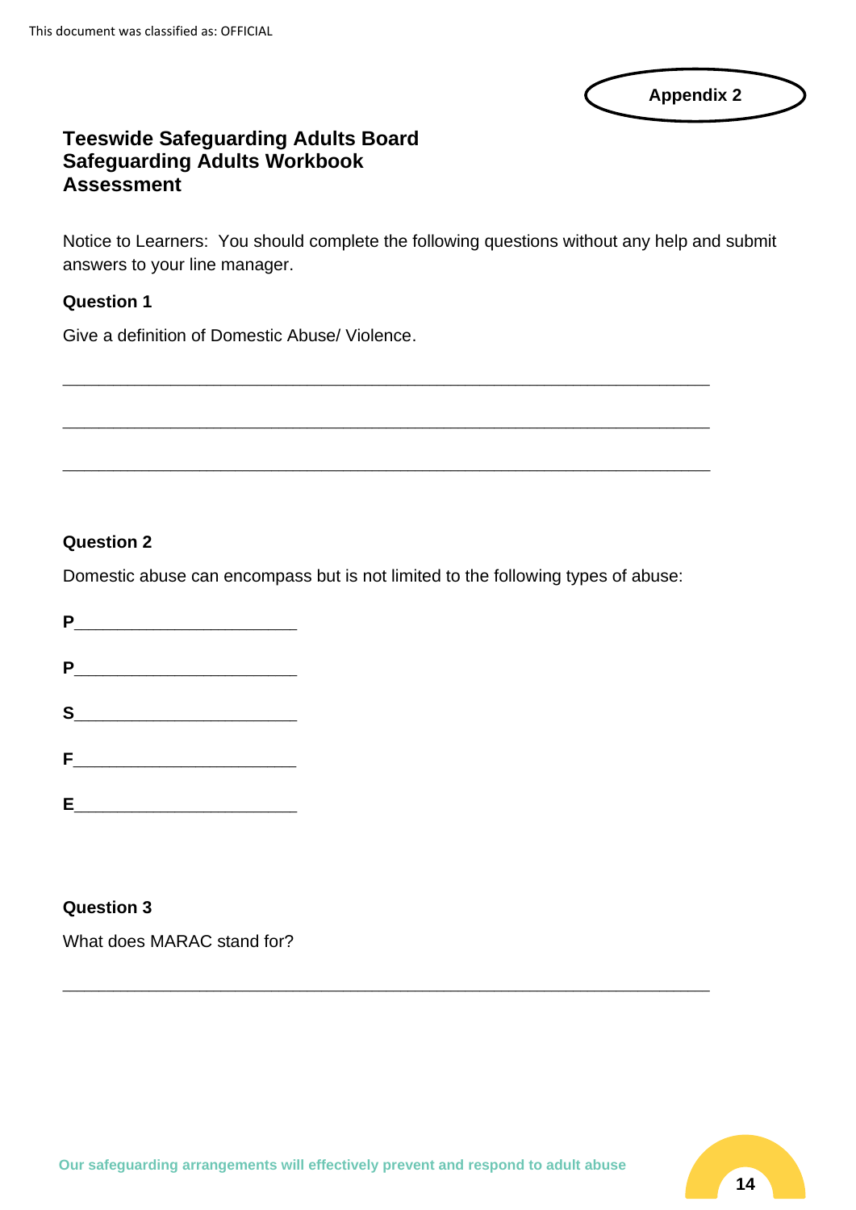**Appendix 2**

# Teeswide Safeguarding Adults Board
# Safeguarding Adults Workbook
# Assessment

Notice to Learners: You should complete the following questions without any help and submit answers to your line manager.

### Question 1

Give a definition of Domestic Abuse/ Violence.

_____________________________________________________________________

_____________________________________________________________________

_____________________________________________________________________

### Question 2

Domestic abuse can encompass but is not limited to the following types of abuse:

**P**_______________________

**P**_______________________

**S**_______________________

**F**_______________________

**E**_______________________

### Question 3

What does MARAC stand for?

_____________________________________________________________________

Our safeguarding arrangements will effectively prevent and respond to adult abuse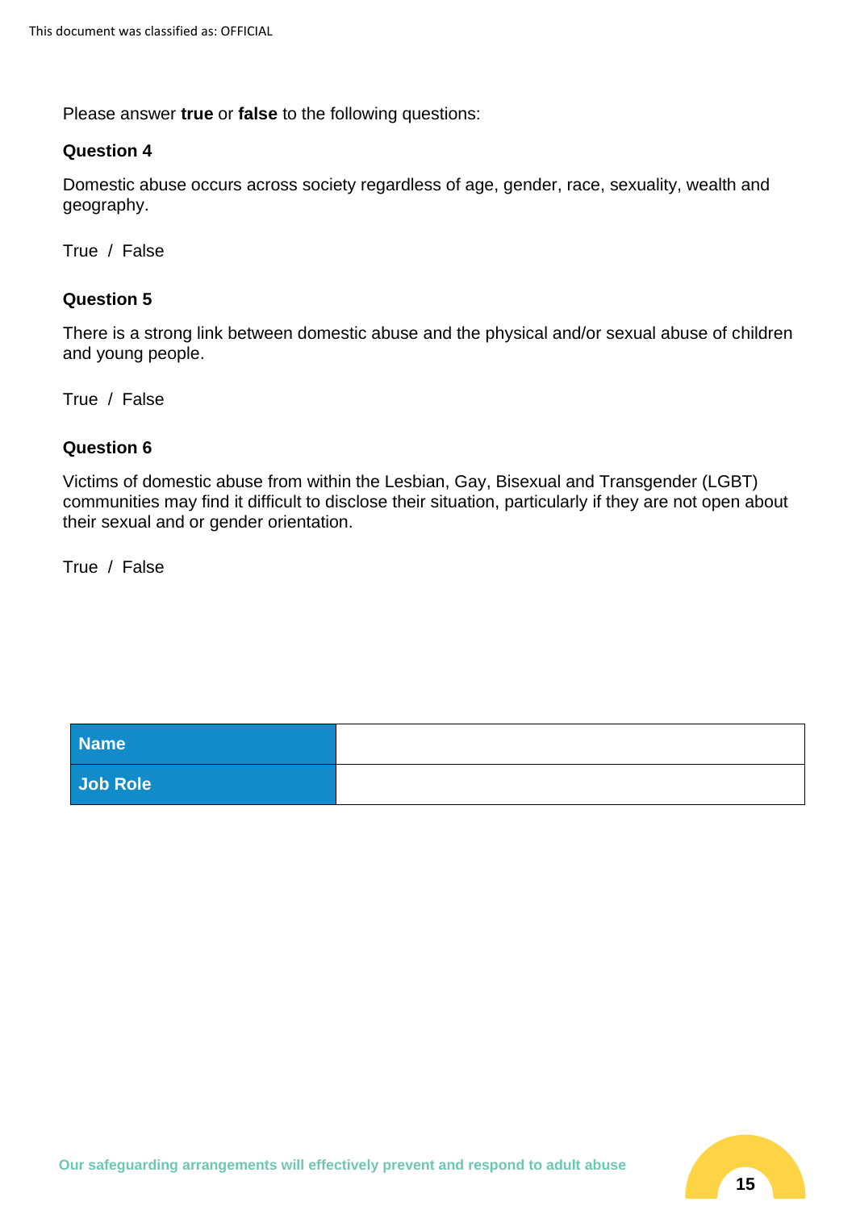Please answer **true** or **false** to the following questions:

**Question 4**

Domestic abuse occurs across society regardless of age, gender, race, sexuality, wealth and geography.

True / False

**Question 5**

There is a strong link between domestic abuse and the physical and/or sexual abuse of children and young people.

True / False

**Question 6**

Victims of domestic abuse from within the Lesbian, Gay, Bisexual and Transgender (LGBT) communities may find it difficult to disclose their situation, particularly if they are not open about their sexual and or gender orientation.

True / False

| **Name** | |
|---|---|
| **Job Role** | |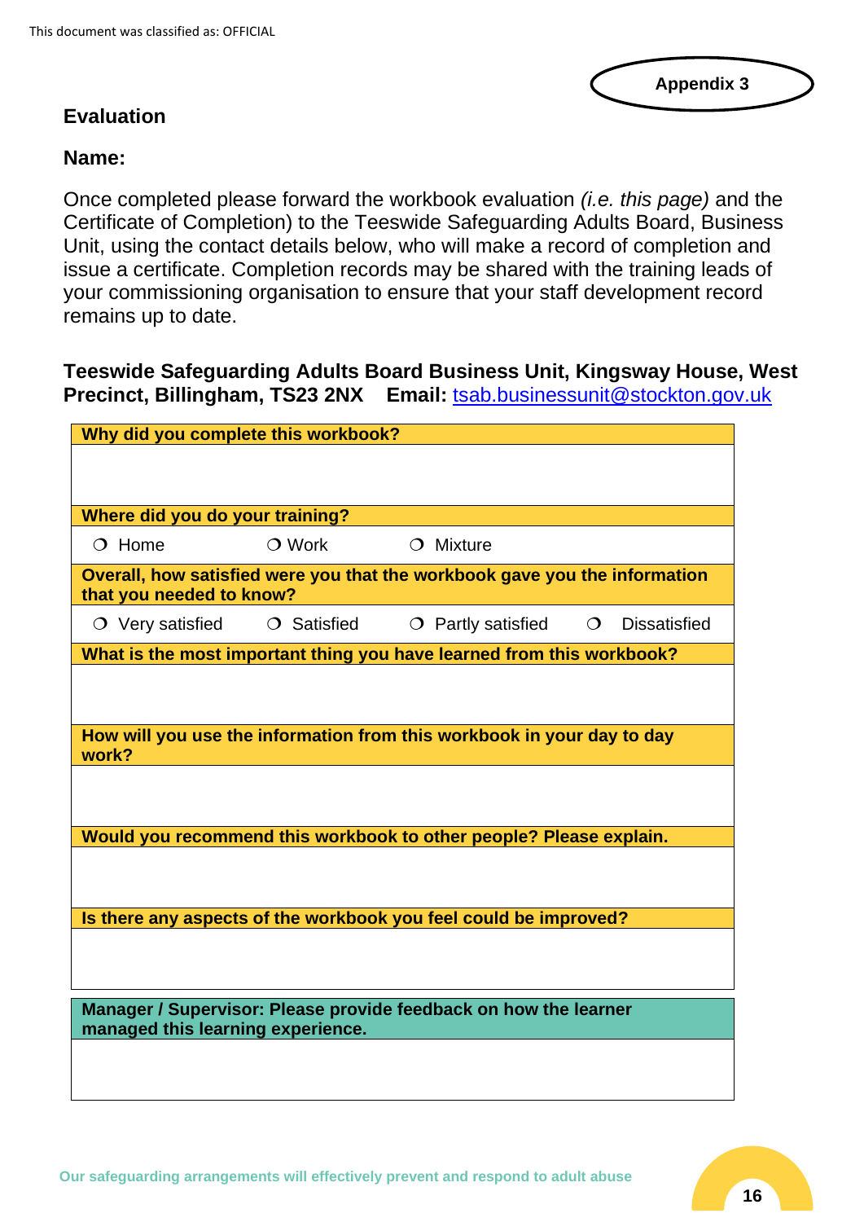This document was classified as: OFFICIAL

**Appendix 3**

## Evaluation

**Name:**

Once completed please forward the workbook evaluation *(i.e. this page)* and the Certificate of Completion) to the Teeswide Safeguarding Adults Board, Business Unit, using the contact details below, who will make a record of completion and issue a certificate. Completion records may be shared with the training leads of your commissioning organisation to ensure that your staff development record remains up to date.

**Teeswide Safeguarding Adults Board Business Unit, Kingsway House, West Precinct, Billingham, TS23 2NX Email:** tsab.businessunit@stockton.gov.uk

| **Why did you complete this workbook?** | | | |
|---|---|---|---|
| | | | |
| **Where did you do your training?** | | | |
| ❍ Home | ❍ Work | ❍ Mixture | |
| **Overall, how satisfied were you that the workbook gave you the information that you needed to know?** | | | |
| ❍ Very satisfied | ❍ Satisfied | ❍ Partly satisfied | ❍ Dissatisfied |
| **What is the most important thing you have learned from this workbook?** | | | |
| | | | |
| **How will you use the information from this workbook in your day to day work?** | | | |
| | | | |
| **Would you recommend this workbook to other people? Please explain.** | | | |
| | | | |
| **Is there any aspects of the workbook you feel could be improved?** | | | |
| | | | |

| **Manager / Supervisor: Please provide feedback on how the learner managed this learning experience.** |
|---|
| |

Our safeguarding arrangements will effectively prevent and respond to adult abuse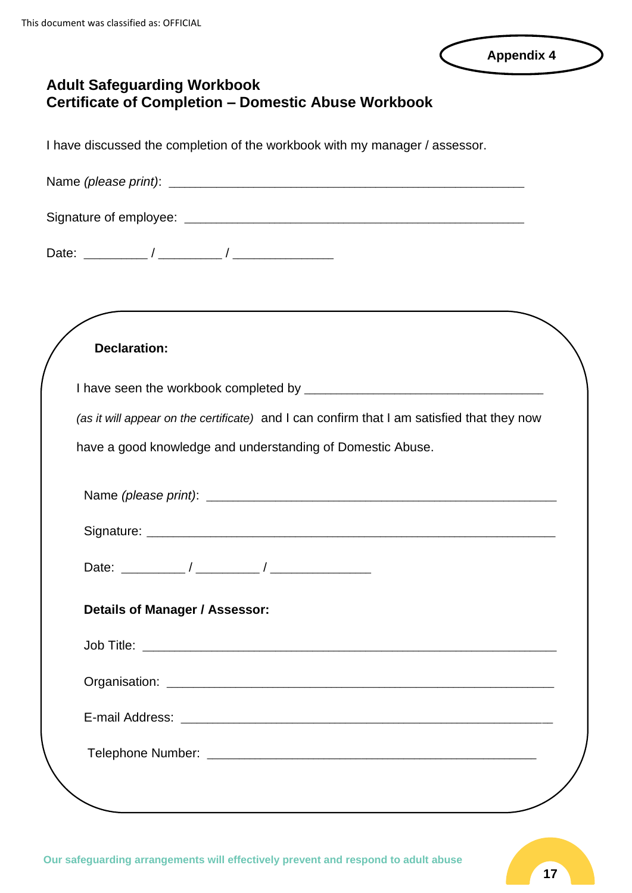This document was classified as: OFFICIAL

**Appendix 4**

## Adult Safeguarding Workbook
## Certificate of Completion – Domestic Abuse Workbook

I have discussed the completion of the workbook with my manager / assessor.

Name *(please print)*: ___________________________________________________

Signature of employee: _________________________________________________

Date: _________ / _________ / ______________

**Declaration:**

I have seen the workbook completed by __________________________________

*(as it will appear on the certificate)* and I can confirm that I am satisfied that they now have a good knowledge and understanding of Domestic Abuse.

Name *(please print)*: ___________________________________________________

Signature: ______________________________________________________________

Date: _________ / _________ / ______________

**Details of Manager / Assessor:**

Job Title: ______________________________________________________________

Organisation: ___________________________________________________________

E-mail Address: _________________________________________________________

Telephone Number: ______________________________________________________

Our safeguarding arrangements will effectively prevent and respond to adult abuse